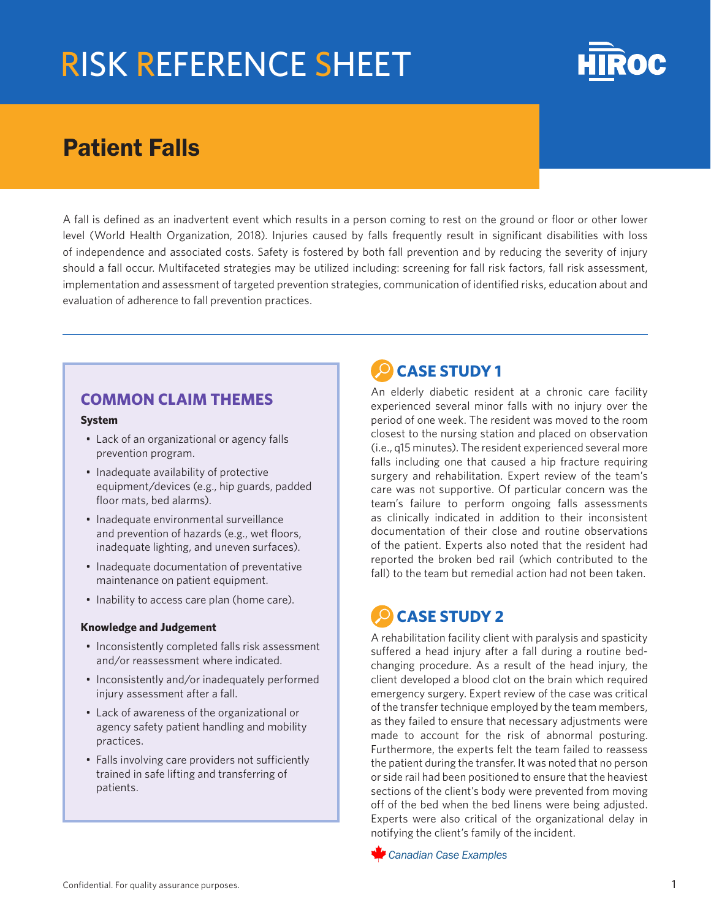# RISK REFERENCE SHEET

## Patient Falls

A fall is defined as an inadvertent event which results in a person coming to rest on the ground or floor or other lower level (World Health Organization, 2018). Injuries caused by falls frequently result in significant disabilities with loss of independence and associated costs. Safety is fostered by both fall prevention and by reducing the severity of injury should a fall occur. Multifaceted strategies may be utilized including: screening for fall risk factors, fall risk assessment, implementation and assessment of targeted prevention strategies, communication of identified risks, education about and evaluation of adherence to fall prevention practices.

### COMMON CLAIM THEMES

**System**

- Lack of an organizational or agency falls prevention program.
- Inadequate availability of protective equipment/devices (e.g., hip guards, padded floor mats, bed alarms).
- Inadequate environmental surveillance and prevention of hazards (e.g., wet floors, inadequate lighting, and uneven surfaces).
- Inadequate documentation of preventative maintenance on patient equipment.
- Inability to access care plan (home care).

**Knowledge and Judgement**

- Inconsistently completed falls risk assessment and/or reassessment where indicated.
- Inconsistently and/or inadequately performed injury assessment after a fall.
- Lack of awareness of the organizational or agency safety patient handling and mobility practices.
- Falls involving care providers not sufficiently trained in safe lifting and transferring of patients.

### CASE STUDY 1

An elderly diabetic resident at a chronic care facility experienced several minor falls with no injury over the period of one week. The resident was moved to the room closest to the nursing station and placed on observation (i.e., q15 minutes). The resident experienced several more falls including one that caused a hip fracture requiring surgery and rehabilitation. Expert review of the team's care was not supportive. Of particular concern was the team's failure to perform ongoing falls assessments as clinically indicated in addition to their inconsistent documentation of their close and routine observations of the patient. Experts also noted that the resident had reported the broken bed rail (which contributed to the fall) to the team but remedial action had not been taken.

### CASE STUDY 2

A rehabilitation facility client with paralysis and spasticity suffered a head injury after a fall during a routine bed-changing procedure. As a result of the head injury, the client developed a blood clot on the brain which required emergency surgery. Expert review of the case was critical of the transfer technique employed by the team members, as they failed to ensure that necessary adjustments were made to account for the risk of abnormal posturing. Furthermore, the experts felt the team failed to reassess the patient during the transfer. It was noted that no person or side rail had been positioned to ensure that the heaviest sections of the client's body were prevented from moving off of the bed when the bed linens were being adjusted. Experts were also critical of the organizational delay in notifying the client's family of the incident.

*Canadian Case Examples*

Confidential. For quality assurance purposes.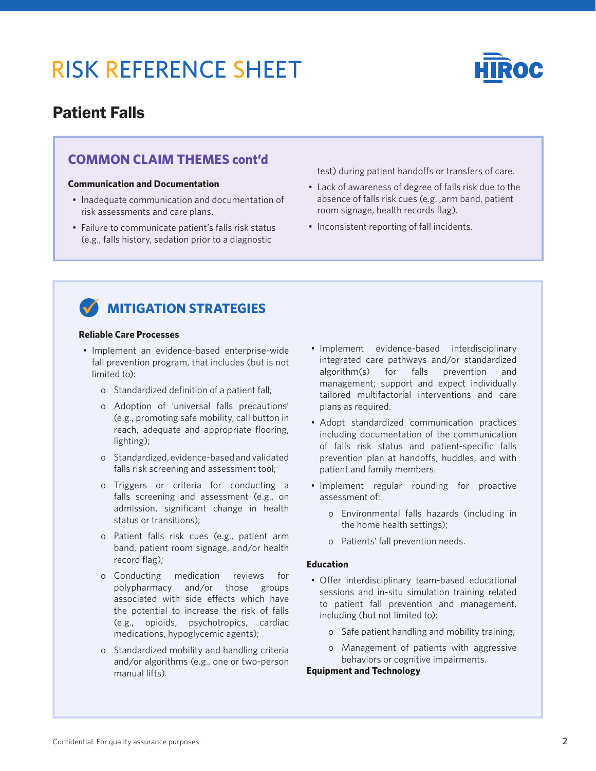# RISK REFERENCE SHEET

## Patient Falls

### COMMON CLAIM THEMES cont'd

**Communication and Documentation**

- Inadequate communication and documentation of risk assessments and care plans.
- Failure to communicate patient's falls risk status (e.g., falls history, sedation prior to a diagnostic test) during patient handoffs or transfers of care.
- Lack of awareness of degree of falls risk due to the absence of falls risk cues (e.g. ,arm band, patient room signage, health records flag).
- Inconsistent reporting of fall incidents.

### MITIGATION STRATEGIES

**Reliable Care Processes**

- Implement an evidence-based enterprise-wide fall prevention program, that includes (but is not limited to):
  - Standardized definition of a patient fall;
  - Adoption of 'universal falls precautions' (e.g., promoting safe mobility, call button in reach, adequate and appropriate flooring, lighting);
  - Standardized, evidence-based and validated falls risk screening and assessment tool;
  - Triggers or criteria for conducting a falls screening and assessment (e.g., on admission, significant change in health status or transitions);
  - Patient falls risk cues (e.g., patient arm band, patient room signage, and/or health record flag);
  - Conducting medication reviews for polypharmacy and/or those groups associated with side effects which have the potential to increase the risk of falls (e.g., opioids, psychotropics, cardiac medications, hypoglycemic agents);
  - Standardized mobility and handling criteria and/or algorithms (e.g., one or two-person manual lifts).
- Implement evidence-based interdisciplinary integrated care pathways and/or standardized algorithm(s) for falls prevention and management; support and expect individually tailored multifactorial interventions and care plans as required.
- Adopt standardized communication practices including documentation of the communication of falls risk status and patient-specific falls prevention plan at handoffs, huddles, and with patient and family members.
- Implement regular rounding for proactive assessment of:
  - Environmental falls hazards (including in the home health settings);
  - Patients' fall prevention needs.

**Education**

- Offer interdisciplinary team-based educational sessions and in-situ simulation training related to patient fall prevention and management, including (but not limited to):
  - Safe patient handling and mobility training;
  - Management of patients with aggressive behaviors or cognitive impairments.

**Equipment and Technology**

Confidential. For quality assurance purposes.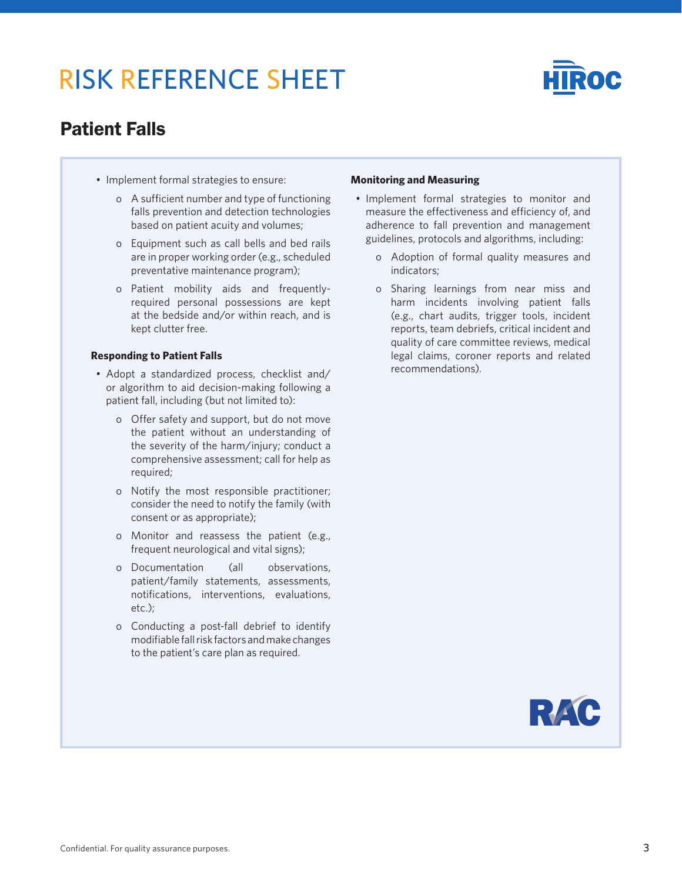# RISK REFERENCE SHEET

## Patient Falls

- Implement formal strategies to ensure:
  - A sufficient number and type of functioning falls prevention and detection technologies based on patient acuity and volumes;
  - Equipment such as call bells and bed rails are in proper working order (e.g., scheduled preventative maintenance program);
  - Patient mobility aids and frequently-required personal possessions are kept at the bedside and/or within reach, and is kept clutter free.

**Responding to Patient Falls**

- Adopt a standardized process, checklist and/or algorithm to aid decision-making following a patient fall, including (but not limited to):
  - Offer safety and support, but do not move the patient without an understanding of the severity of the harm/injury; conduct a comprehensive assessment; call for help as required;
  - Notify the most responsible practitioner; consider the need to notify the family (with consent or as appropriate);
  - Monitor and reassess the patient (e.g., frequent neurological and vital signs);
  - Documentation (all observations, patient/family statements, assessments, notifications, interventions, evaluations, etc.);
  - Conducting a post-fall debrief to identify modifiable fall risk factors and make changes to the patient's care plan as required.

**Monitoring and Measuring**

- Implement formal strategies to monitor and measure the effectiveness and efficiency of, and adherence to fall prevention and management guidelines, protocols and algorithms, including:
  - Adoption of formal quality measures and indicators;
  - Sharing learnings from near miss and harm incidents involving patient falls (e.g., chart audits, trigger tools, incident reports, team debriefs, critical incident and quality of care committee reviews, medical legal claims, coroner reports and related recommendations).

Confidential. For quality assurance purposes.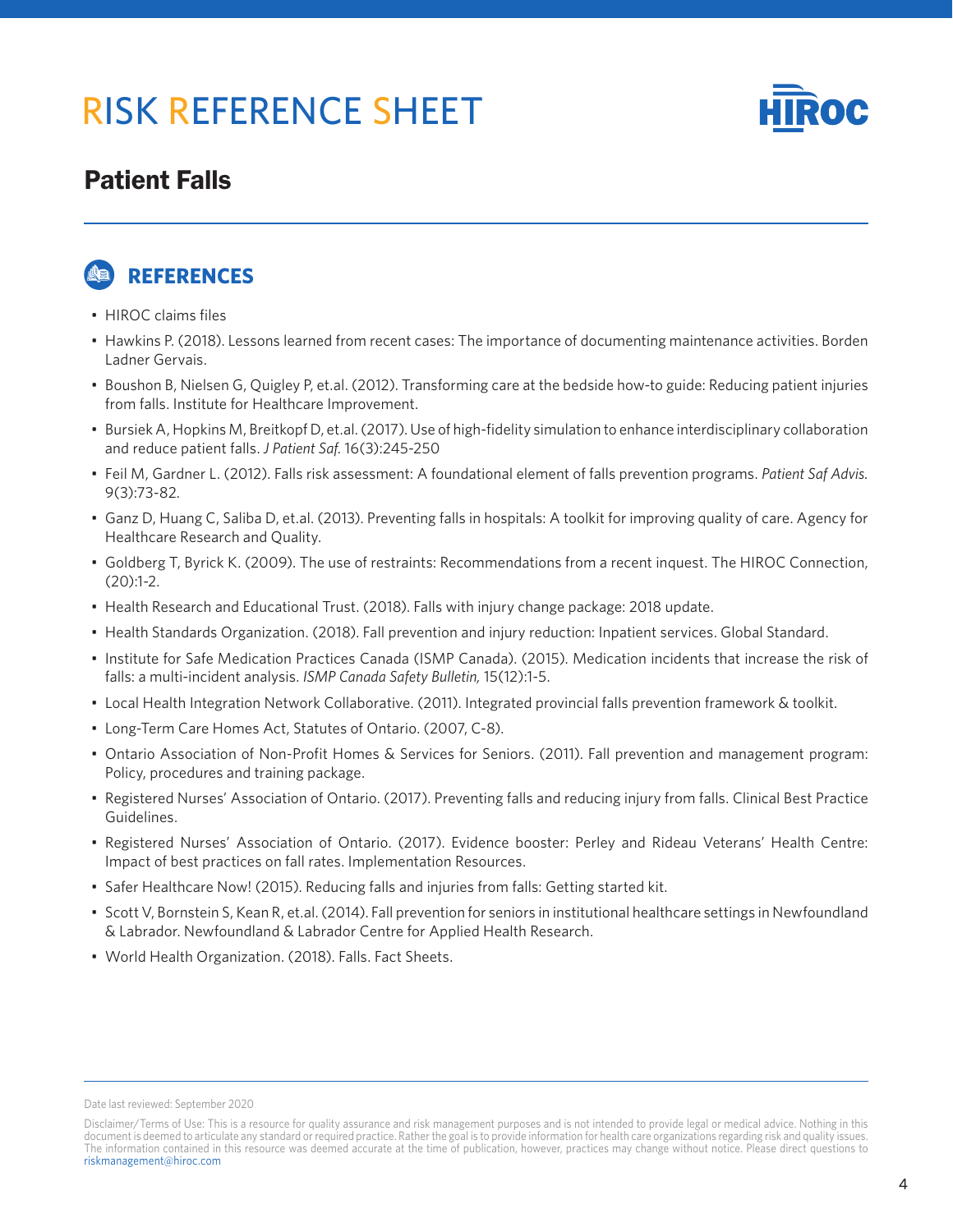# RISK REFERENCE SHEET

## Patient Falls

### REFERENCES

- HIROC claims files
- Hawkins P. (2018). Lessons learned from recent cases: The importance of documenting maintenance activities. Borden Ladner Gervais.
- Boushon B, Nielsen G, Quigley P, et.al. (2012). Transforming care at the bedside how-to guide: Reducing patient injuries from falls. Institute for Healthcare Improvement.
- Bursiek A, Hopkins M, Breitkopf D, et.al. (2017). Use of high-fidelity simulation to enhance interdisciplinary collaboration and reduce patient falls. *J Patient Saf.* 16(3):245-250
- Feil M, Gardner L. (2012). Falls risk assessment: A foundational element of falls prevention programs. *Patient Saf Advis.* 9(3):73-82.
- Ganz D, Huang C, Saliba D, et.al. (2013). Preventing falls in hospitals: A toolkit for improving quality of care. Agency for Healthcare Research and Quality.
- Goldberg T, Byrick K. (2009). The use of restraints: Recommendations from a recent inquest. The HIROC Connection, (20):1-2.
- Health Research and Educational Trust. (2018). Falls with injury change package: 2018 update.
- Health Standards Organization. (2018). Fall prevention and injury reduction: Inpatient services. Global Standard.
- Institute for Safe Medication Practices Canada (ISMP Canada). (2015). Medication incidents that increase the risk of falls: a multi-incident analysis. *ISMP Canada Safety Bulletin,* 15(12):1-5.
- Local Health Integration Network Collaborative. (2011). Integrated provincial falls prevention framework & toolkit.
- Long-Term Care Homes Act, Statutes of Ontario. (2007, C-8).
- Ontario Association of Non-Profit Homes & Services for Seniors. (2011). Fall prevention and management program: Policy, procedures and training package.
- Registered Nurses' Association of Ontario. (2017). Preventing falls and reducing injury from falls. Clinical Best Practice Guidelines.
- Registered Nurses' Association of Ontario. (2017). Evidence booster: Perley and Rideau Veterans' Health Centre: Impact of best practices on fall rates. Implementation Resources.
- Safer Healthcare Now! (2015). Reducing falls and injuries from falls: Getting started kit.
- Scott V, Bornstein S, Kean R, et.al. (2014). Fall prevention for seniors in institutional healthcare settings in Newfoundland & Labrador. Newfoundland & Labrador Centre for Applied Health Research.
- World Health Organization. (2018). Falls. Fact Sheets.

Date last reviewed: September 2020

Disclaimer/Terms of Use: This is a resource for quality assurance and risk management purposes and is not intended to provide legal or medical advice. Nothing in this document is deemed to articulate any standard or required practice. Rather the goal is to provide information for health care organizations regarding risk and quality issues. The information contained in this resource was deemed accurate at the time of publication, however, practices may change without notice. Please direct questions to riskmanagement@hiroc.com